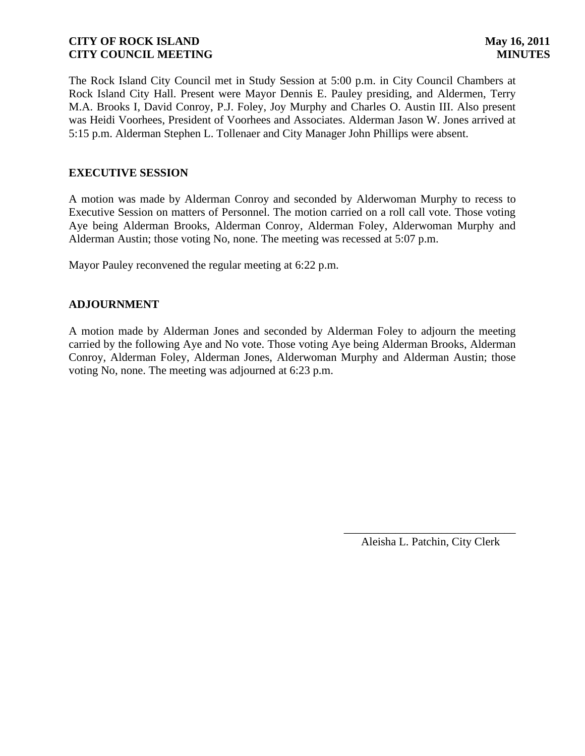**CITY OF ROCK ISLAND** **May 16, 2011**
**CITY COUNCIL MEETING** **MINUTES**

The Rock Island City Council met in Study Session at 5:00 p.m. in City Council Chambers at Rock Island City Hall. Present were Mayor Dennis E. Pauley presiding, and Aldermen, Terry M.A. Brooks I, David Conroy, P.J. Foley, Joy Murphy and Charles O. Austin III. Also present was Heidi Voorhees, President of Voorhees and Associates. Alderman Jason W. Jones arrived at 5:15 p.m. Alderman Stephen L. Tollenaer and City Manager John Phillips were absent.

## EXECUTIVE SESSION

A motion was made by Alderman Conroy and seconded by Alderwoman Murphy to recess to Executive Session on matters of Personnel. The motion carried on a roll call vote. Those voting Aye being Alderman Brooks, Alderman Conroy, Alderman Foley, Alderwoman Murphy and Alderman Austin; those voting No, none. The meeting was recessed at 5:07 p.m.

Mayor Pauley reconvened the regular meeting at 6:22 p.m.

## ADJOURNMENT

A motion made by Alderman Jones and seconded by Alderman Foley to adjourn the meeting carried by the following Aye and No vote. Those voting Aye being Alderman Brooks, Alderman Conroy, Alderman Foley, Alderman Jones, Alderwoman Murphy and Alderman Austin; those voting No, none. The meeting was adjourned at 6:23 p.m.

\_\_\_\_\_\_\_\_\_\_\_\_\_\_\_\_\_\_\_\_\_\_\_\_\_\_\_\_\_\_
Aleisha L. Patchin, City Clerk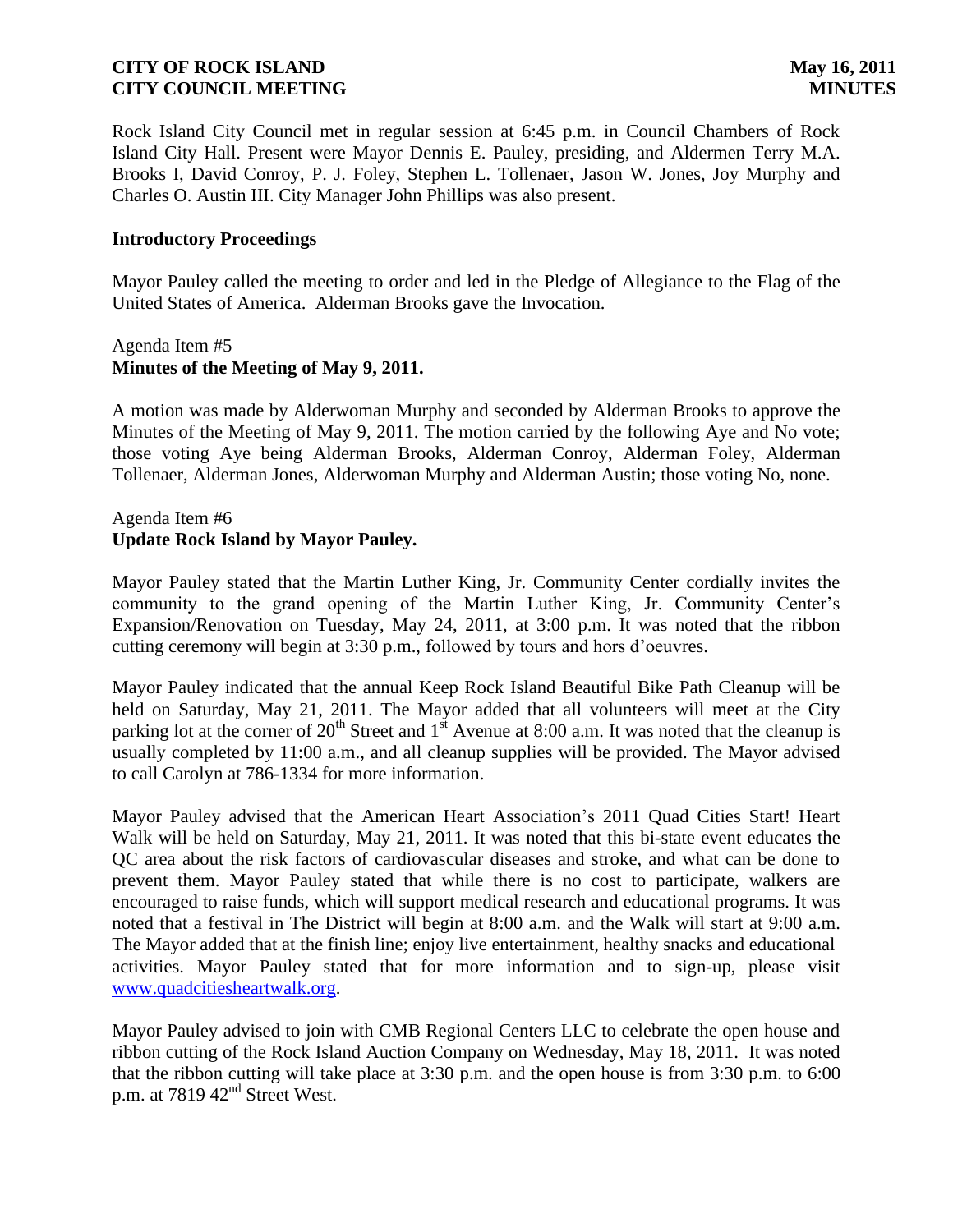Rock Island City Council met in regular session at 6:45 p.m. in Council Chambers of Rock Island City Hall. Present were Mayor Dennis E. Pauley, presiding, and Aldermen Terry M.A. Brooks I, David Conroy, P. J. Foley, Stephen L. Tollenaer, Jason W. Jones, Joy Murphy and Charles O. Austin III. City Manager John Phillips was also present.

**Introductory Proceedings**

Mayor Pauley called the meeting to order and led in the Pledge of Allegiance to the Flag of the United States of America. Alderman Brooks gave the Invocation.

Agenda Item #5
**Minutes of the Meeting of May 9, 2011.**

A motion was made by Alderwoman Murphy and seconded by Alderman Brooks to approve the Minutes of the Meeting of May 9, 2011. The motion carried by the following Aye and No vote; those voting Aye being Alderman Brooks, Alderman Conroy, Alderman Foley, Alderman Tollenaer, Alderman Jones, Alderwoman Murphy and Alderman Austin; those voting No, none.

Agenda Item #6
**Update Rock Island by Mayor Pauley.**

Mayor Pauley stated that the Martin Luther King, Jr. Community Center cordially invites the community to the grand opening of the Martin Luther King, Jr. Community Center's Expansion/Renovation on Tuesday, May 24, 2011, at 3:00 p.m. It was noted that the ribbon cutting ceremony will begin at 3:30 p.m., followed by tours and hors d'oeuvres.

Mayor Pauley indicated that the annual Keep Rock Island Beautiful Bike Path Cleanup will be held on Saturday, May 21, 2011. The Mayor added that all volunteers will meet at the City parking lot at the corner of 20th Street and 1st Avenue at 8:00 a.m. It was noted that the cleanup is usually completed by 11:00 a.m., and all cleanup supplies will be provided. The Mayor advised to call Carolyn at 786-1334 for more information.

Mayor Pauley advised that the American Heart Association's 2011 Quad Cities Start! Heart Walk will be held on Saturday, May 21, 2011. It was noted that this bi-state event educates the QC area about the risk factors of cardiovascular diseases and stroke, and what can be done to prevent them. Mayor Pauley stated that while there is no cost to participate, walkers are encouraged to raise funds, which will support medical research and educational programs. It was noted that a festival in The District will begin at 8:00 a.m. and the Walk will start at 9:00 a.m. The Mayor added that at the finish line; enjoy live entertainment, healthy snacks and educational activities. Mayor Pauley stated that for more information and to sign-up, please visit www.quadcitiesheartwalk.org.

Mayor Pauley advised to join with CMB Regional Centers LLC to celebrate the open house and ribbon cutting of the Rock Island Auction Company on Wednesday, May 18, 2011. It was noted that the ribbon cutting will take place at 3:30 p.m. and the open house is from 3:30 p.m. to 6:00 p.m. at 7819 42nd Street West.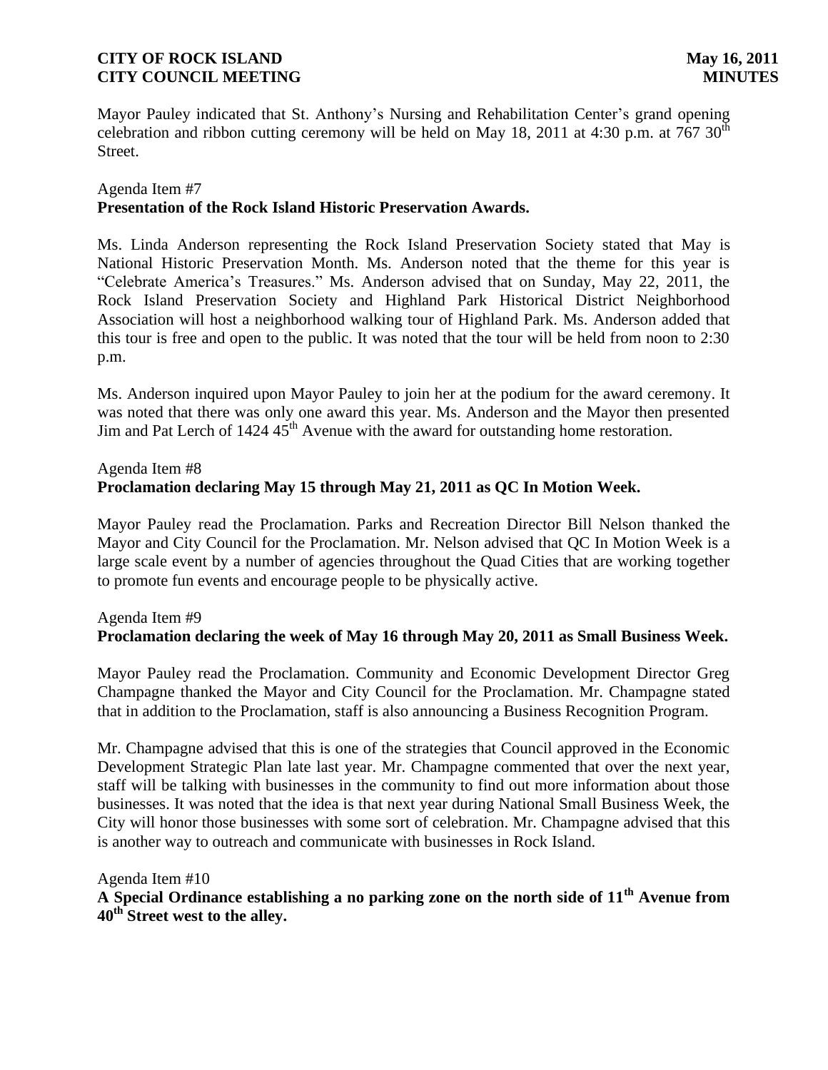Mayor Pauley indicated that St. Anthony's Nursing and Rehabilitation Center's grand opening celebration and ribbon cutting ceremony will be held on May 18, 2011 at 4:30 p.m. at 767 30th Street.

Agenda Item #7
**Presentation of the Rock Island Historic Preservation Awards.**

Ms. Linda Anderson representing the Rock Island Preservation Society stated that May is National Historic Preservation Month. Ms. Anderson noted that the theme for this year is "Celebrate America's Treasures." Ms. Anderson advised that on Sunday, May 22, 2011, the Rock Island Preservation Society and Highland Park Historical District Neighborhood Association will host a neighborhood walking tour of Highland Park. Ms. Anderson added that this tour is free and open to the public. It was noted that the tour will be held from noon to 2:30 p.m.

Ms. Anderson inquired upon Mayor Pauley to join her at the podium for the award ceremony. It was noted that there was only one award this year. Ms. Anderson and the Mayor then presented Jim and Pat Lerch of 1424 45th Avenue with the award for outstanding home restoration.

Agenda Item #8
**Proclamation declaring May 15 through May 21, 2011 as QC In Motion Week.**

Mayor Pauley read the Proclamation. Parks and Recreation Director Bill Nelson thanked the Mayor and City Council for the Proclamation. Mr. Nelson advised that QC In Motion Week is a large scale event by a number of agencies throughout the Quad Cities that are working together to promote fun events and encourage people to be physically active.

Agenda Item #9
**Proclamation declaring the week of May 16 through May 20, 2011 as Small Business Week.**

Mayor Pauley read the Proclamation. Community and Economic Development Director Greg Champagne thanked the Mayor and City Council for the Proclamation. Mr. Champagne stated that in addition to the Proclamation, staff is also announcing a Business Recognition Program.

Mr. Champagne advised that this is one of the strategies that Council approved in the Economic Development Strategic Plan late last year. Mr. Champagne commented that over the next year, staff will be talking with businesses in the community to find out more information about those businesses. It was noted that the idea is that next year during National Small Business Week, the City will honor those businesses with some sort of celebration. Mr. Champagne advised that this is another way to outreach and communicate with businesses in Rock Island.

Agenda Item #10
**A Special Ordinance establishing a no parking zone on the north side of 11th Avenue from 40th Street west to the alley.**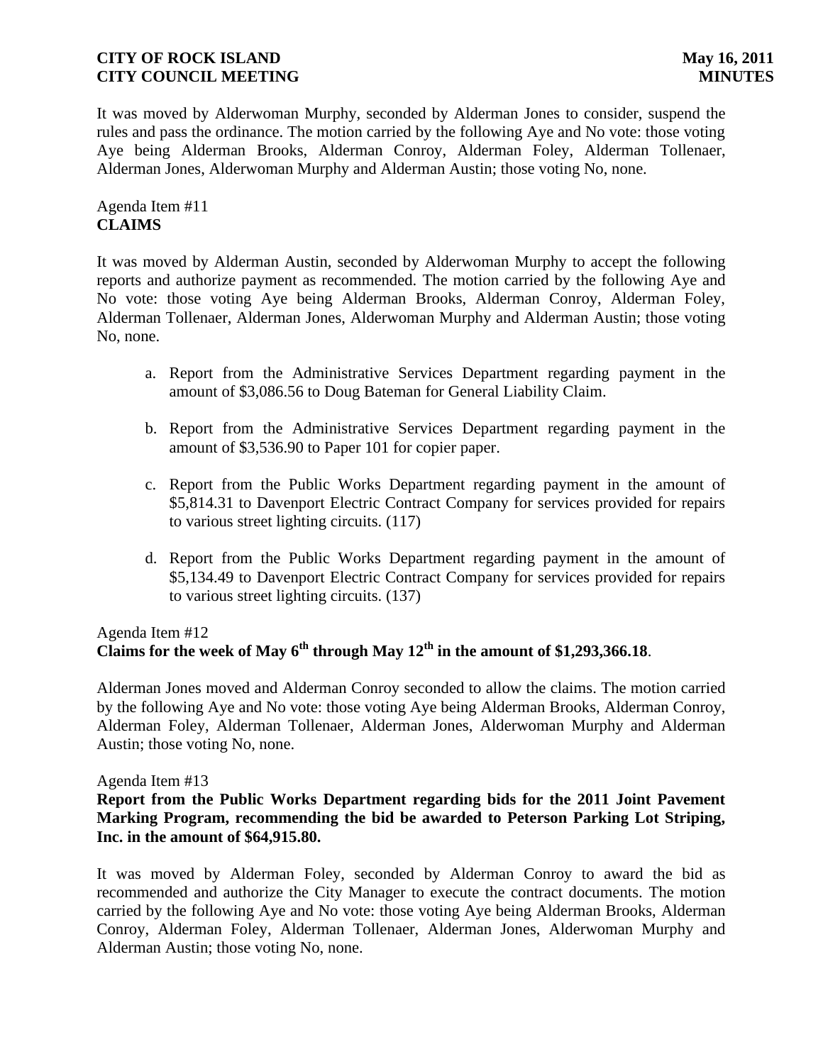It was moved by Alderwoman Murphy, seconded by Alderman Jones to consider, suspend the rules and pass the ordinance. The motion carried by the following Aye and No vote: those voting Aye being Alderman Brooks, Alderman Conroy, Alderman Foley, Alderman Tollenaer, Alderman Jones, Alderwoman Murphy and Alderman Austin; those voting No, none.

Agenda Item #11
**CLAIMS**

It was moved by Alderman Austin, seconded by Alderwoman Murphy to accept the following reports and authorize payment as recommended. The motion carried by the following Aye and No vote: those voting Aye being Alderman Brooks, Alderman Conroy, Alderman Foley, Alderman Tollenaer, Alderman Jones, Alderwoman Murphy and Alderman Austin; those voting No, none.

a. Report from the Administrative Services Department regarding payment in the amount of $3,086.56 to Doug Bateman for General Liability Claim.

b. Report from the Administrative Services Department regarding payment in the amount of $3,536.90 to Paper 101 for copier paper.

c. Report from the Public Works Department regarding payment in the amount of $5,814.31 to Davenport Electric Contract Company for services provided for repairs to various street lighting circuits. (117)

d. Report from the Public Works Department regarding payment in the amount of $5,134.49 to Davenport Electric Contract Company for services provided for repairs to various street lighting circuits. (137)

Agenda Item #12
**Claims for the week of May 6th through May 12th in the amount of $1,293,366.18**.

Alderman Jones moved and Alderman Conroy seconded to allow the claims. The motion carried by the following Aye and No vote: those voting Aye being Alderman Brooks, Alderman Conroy, Alderman Foley, Alderman Tollenaer, Alderman Jones, Alderwoman Murphy and Alderman Austin; those voting No, none.

Agenda Item #13
**Report from the Public Works Department regarding bids for the 2011 Joint Pavement Marking Program, recommending the bid be awarded to Peterson Parking Lot Striping, Inc. in the amount of $64,915.80.**

It was moved by Alderman Foley, seconded by Alderman Conroy to award the bid as recommended and authorize the City Manager to execute the contract documents. The motion carried by the following Aye and No vote: those voting Aye being Alderman Brooks, Alderman Conroy, Alderman Foley, Alderman Tollenaer, Alderman Jones, Alderwoman Murphy and Alderman Austin; those voting No, none.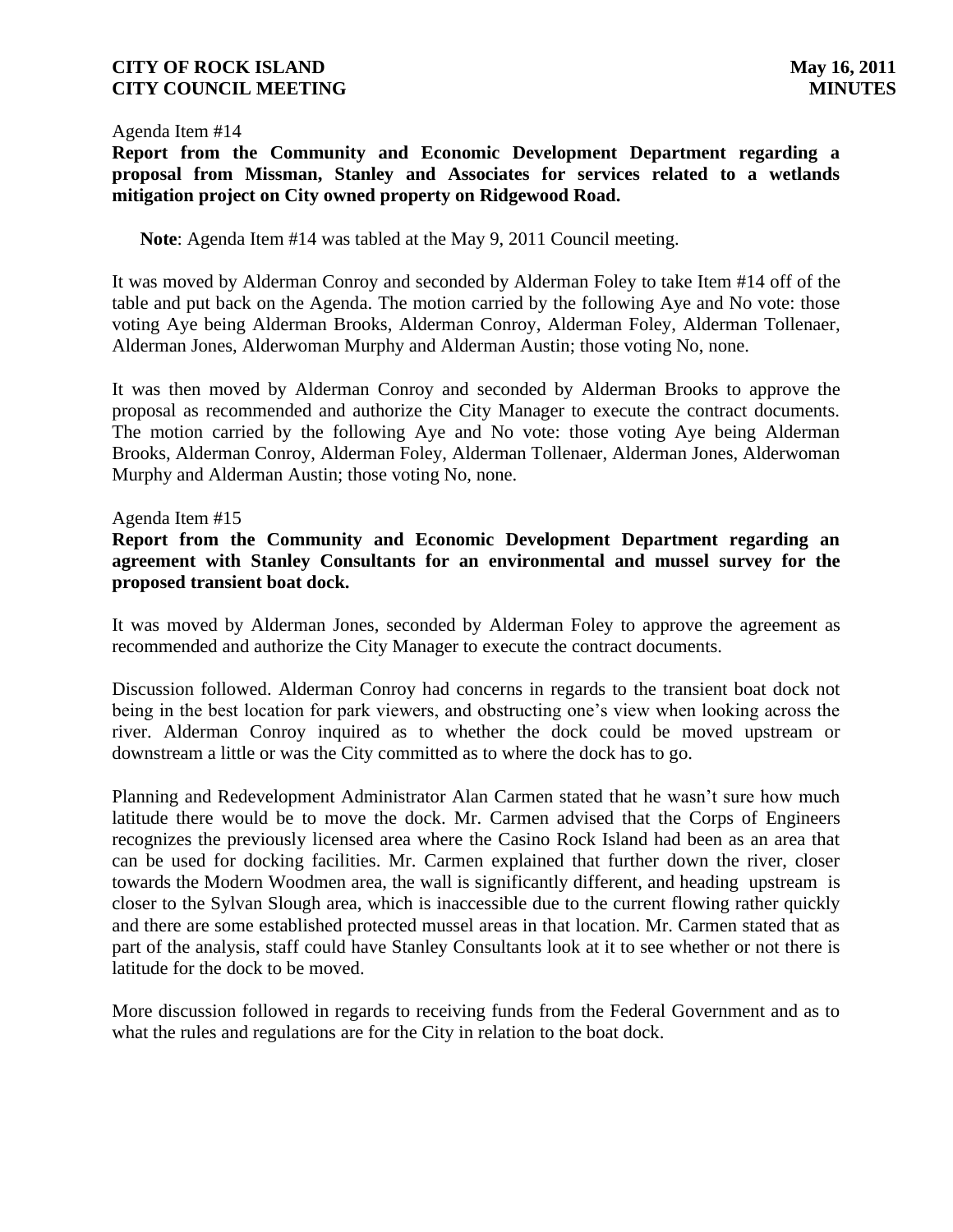Agenda Item #14

**Report from the Community and Economic Development Department regarding a proposal from Missman, Stanley and Associates for services related to a wetlands mitigation project on City owned property on Ridgewood Road.**

**Note**: Agenda Item #14 was tabled at the May 9, 2011 Council meeting.

It was moved by Alderman Conroy and seconded by Alderman Foley to take Item #14 off of the table and put back on the Agenda. The motion carried by the following Aye and No vote: those voting Aye being Alderman Brooks, Alderman Conroy, Alderman Foley, Alderman Tollenaer, Alderman Jones, Alderwoman Murphy and Alderman Austin; those voting No, none.

It was then moved by Alderman Conroy and seconded by Alderman Brooks to approve the proposal as recommended and authorize the City Manager to execute the contract documents. The motion carried by the following Aye and No vote: those voting Aye being Alderman Brooks, Alderman Conroy, Alderman Foley, Alderman Tollenaer, Alderman Jones, Alderwoman Murphy and Alderman Austin; those voting No, none.

Agenda Item #15

**Report from the Community and Economic Development Department regarding an agreement with Stanley Consultants for an environmental and mussel survey for the proposed transient boat dock.**

It was moved by Alderman Jones, seconded by Alderman Foley to approve the agreement as recommended and authorize the City Manager to execute the contract documents.

Discussion followed. Alderman Conroy had concerns in regards to the transient boat dock not being in the best location for park viewers, and obstructing one's view when looking across the river. Alderman Conroy inquired as to whether the dock could be moved upstream or downstream a little or was the City committed as to where the dock has to go.

Planning and Redevelopment Administrator Alan Carmen stated that he wasn't sure how much latitude there would be to move the dock. Mr. Carmen advised that the Corps of Engineers recognizes the previously licensed area where the Casino Rock Island had been as an area that can be used for docking facilities. Mr. Carmen explained that further down the river, closer towards the Modern Woodmen area, the wall is significantly different, and heading upstream is closer to the Sylvan Slough area, which is inaccessible due to the current flowing rather quickly and there are some established protected mussel areas in that location. Mr. Carmen stated that as part of the analysis, staff could have Stanley Consultants look at it to see whether or not there is latitude for the dock to be moved.

More discussion followed in regards to receiving funds from the Federal Government and as to what the rules and regulations are for the City in relation to the boat dock.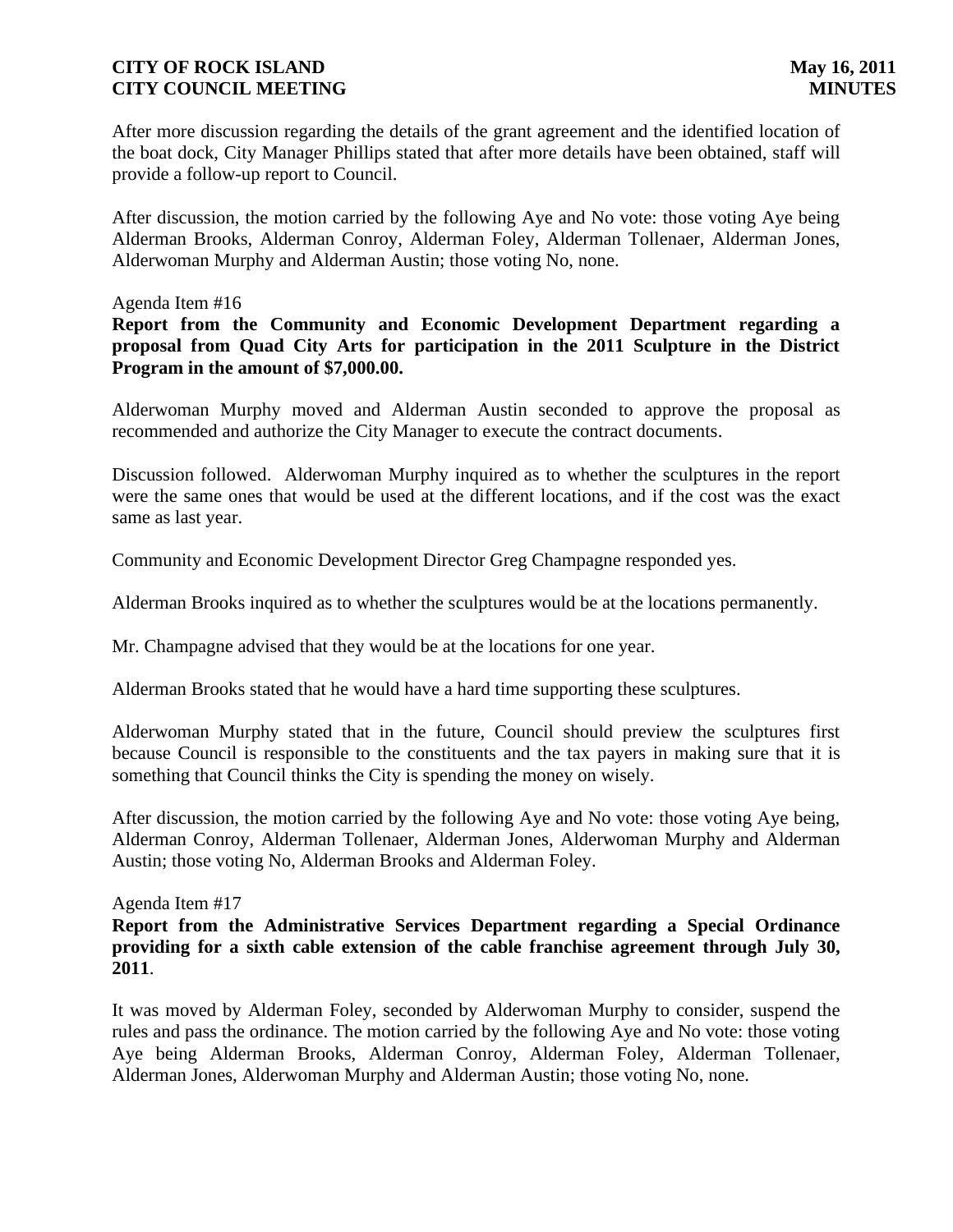After more discussion regarding the details of the grant agreement and the identified location of the boat dock, City Manager Phillips stated that after more details have been obtained, staff will provide a follow-up report to Council.

After discussion, the motion carried by the following Aye and No vote: those voting Aye being Alderman Brooks, Alderman Conroy, Alderman Foley, Alderman Tollenaer, Alderman Jones, Alderwoman Murphy and Alderman Austin; those voting No, none.

Agenda Item #16

**Report from the Community and Economic Development Department regarding a proposal from Quad City Arts for participation in the 2011 Sculpture in the District Program in the amount of $7,000.00.**

Alderwoman Murphy moved and Alderman Austin seconded to approve the proposal as recommended and authorize the City Manager to execute the contract documents.

Discussion followed. Alderwoman Murphy inquired as to whether the sculptures in the report were the same ones that would be used at the different locations, and if the cost was the exact same as last year.

Community and Economic Development Director Greg Champagne responded yes.

Alderman Brooks inquired as to whether the sculptures would be at the locations permanently.

Mr. Champagne advised that they would be at the locations for one year.

Alderman Brooks stated that he would have a hard time supporting these sculptures.

Alderwoman Murphy stated that in the future, Council should preview the sculptures first because Council is responsible to the constituents and the tax payers in making sure that it is something that Council thinks the City is spending the money on wisely.

After discussion, the motion carried by the following Aye and No vote: those voting Aye being, Alderman Conroy, Alderman Tollenaer, Alderman Jones, Alderwoman Murphy and Alderman Austin; those voting No, Alderman Brooks and Alderman Foley.

Agenda Item #17

**Report from the Administrative Services Department regarding a Special Ordinance providing for a sixth cable extension of the cable franchise agreement through July 30, 2011**.

It was moved by Alderman Foley, seconded by Alderwoman Murphy to consider, suspend the rules and pass the ordinance. The motion carried by the following Aye and No vote: those voting Aye being Alderman Brooks, Alderman Conroy, Alderman Foley, Alderman Tollenaer, Alderman Jones, Alderwoman Murphy and Alderman Austin; those voting No, none.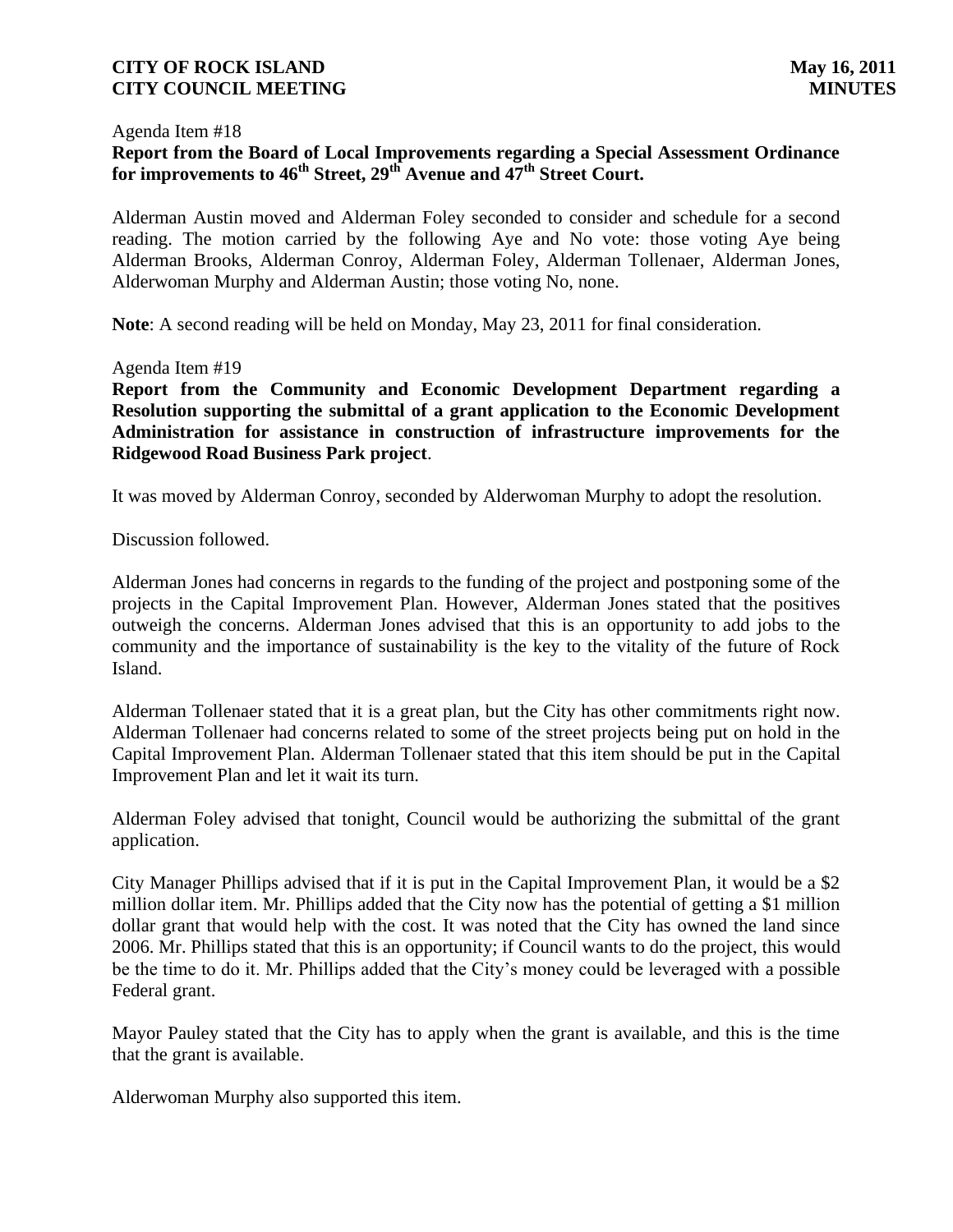Agenda Item #18

**Report from the Board of Local Improvements regarding a Special Assessment Ordinance for improvements to 46$^{th}$ Street, 29$^{th}$ Avenue and 47$^{th}$ Street Court.**

Alderman Austin moved and Alderman Foley seconded to consider and schedule for a second reading. The motion carried by the following Aye and No vote: those voting Aye being Alderman Brooks, Alderman Conroy, Alderman Foley, Alderman Tollenaer, Alderman Jones, Alderwoman Murphy and Alderman Austin; those voting No, none.

**Note**: A second reading will be held on Monday, May 23, 2011 for final consideration.

Agenda Item #19

**Report from the Community and Economic Development Department regarding a Resolution supporting the submittal of a grant application to the Economic Development Administration for assistance in construction of infrastructure improvements for the Ridgewood Road Business Park project**.

It was moved by Alderman Conroy, seconded by Alderwoman Murphy to adopt the resolution.

Discussion followed.

Alderman Jones had concerns in regards to the funding of the project and postponing some of the projects in the Capital Improvement Plan. However, Alderman Jones stated that the positives outweigh the concerns. Alderman Jones advised that this is an opportunity to add jobs to the community and the importance of sustainability is the key to the vitality of the future of Rock Island.

Alderman Tollenaer stated that it is a great plan, but the City has other commitments right now. Alderman Tollenaer had concerns related to some of the street projects being put on hold in the Capital Improvement Plan. Alderman Tollenaer stated that this item should be put in the Capital Improvement Plan and let it wait its turn.

Alderman Foley advised that tonight, Council would be authorizing the submittal of the grant application.

City Manager Phillips advised that if it is put in the Capital Improvement Plan, it would be a $2 million dollar item. Mr. Phillips added that the City now has the potential of getting a $1 million dollar grant that would help with the cost. It was noted that the City has owned the land since 2006. Mr. Phillips stated that this is an opportunity; if Council wants to do the project, this would be the time to do it. Mr. Phillips added that the City's money could be leveraged with a possible Federal grant.

Mayor Pauley stated that the City has to apply when the grant is available, and this is the time that the grant is available.

Alderwoman Murphy also supported this item.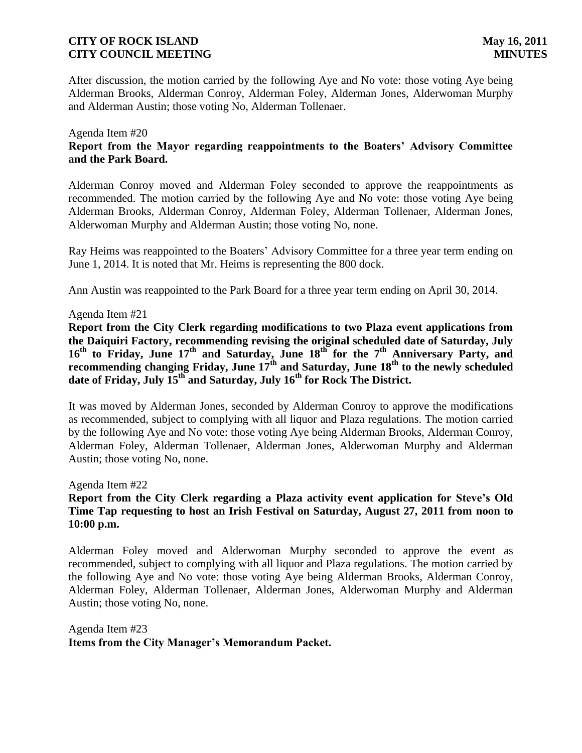After discussion, the motion carried by the following Aye and No vote: those voting Aye being Alderman Brooks, Alderman Conroy, Alderman Foley, Alderman Jones, Alderwoman Murphy and Alderman Austin; those voting No, Alderman Tollenaer.

Agenda Item #20
**Report from the Mayor regarding reappointments to the Boaters' Advisory Committee and the Park Board.**

Alderman Conroy moved and Alderman Foley seconded to approve the reappointments as recommended. The motion carried by the following Aye and No vote: those voting Aye being Alderman Brooks, Alderman Conroy, Alderman Foley, Alderman Tollenaer, Alderman Jones, Alderwoman Murphy and Alderman Austin; those voting No, none.

Ray Heims was reappointed to the Boaters' Advisory Committee for a three year term ending on June 1, 2014. It is noted that Mr. Heims is representing the 800 dock.

Ann Austin was reappointed to the Park Board for a three year term ending on April 30, 2014.

Agenda Item #21
**Report from the City Clerk regarding modifications to two Plaza event applications from the Daiquiri Factory, recommending revising the original scheduled date of Saturday, July 16th to Friday, June 17th and Saturday, June 18th for the 7th Anniversary Party, and recommending changing Friday, June 17th and Saturday, June 18th to the newly scheduled date of Friday, July 15th and Saturday, July 16th for Rock The District.**

It was moved by Alderman Jones, seconded by Alderman Conroy to approve the modifications as recommended, subject to complying with all liquor and Plaza regulations. The motion carried by the following Aye and No vote: those voting Aye being Alderman Brooks, Alderman Conroy, Alderman Foley, Alderman Tollenaer, Alderman Jones, Alderwoman Murphy and Alderman Austin; those voting No, none.

Agenda Item #22
**Report from the City Clerk regarding a Plaza activity event application for Steve's Old Time Tap requesting to host an Irish Festival on Saturday, August 27, 2011 from noon to 10:00 p.m.**

Alderman Foley moved and Alderwoman Murphy seconded to approve the event as recommended, subject to complying with all liquor and Plaza regulations. The motion carried by the following Aye and No vote: those voting Aye being Alderman Brooks, Alderman Conroy, Alderman Foley, Alderman Tollenaer, Alderman Jones, Alderwoman Murphy and Alderman Austin; those voting No, none.

Agenda Item #23
**Items from the City Manager's Memorandum Packet.**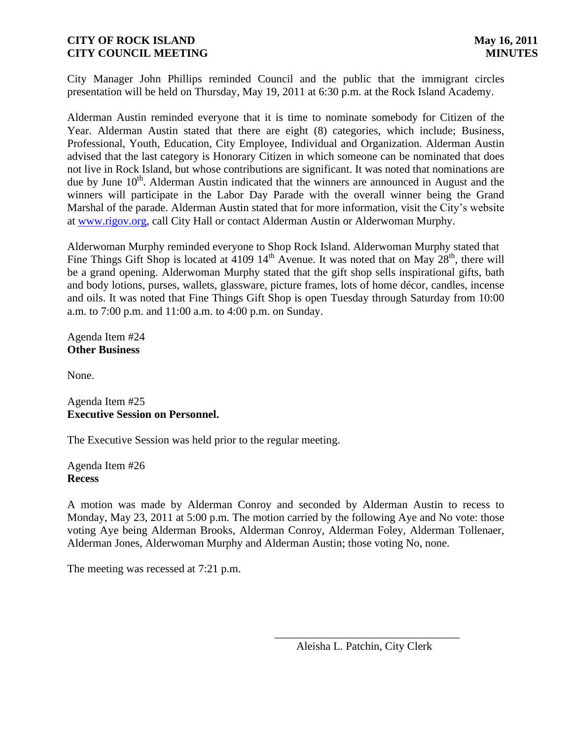City Manager John Phillips reminded Council and the public that the immigrant circles presentation will be held on Thursday, May 19, 2011 at 6:30 p.m. at the Rock Island Academy.

Alderman Austin reminded everyone that it is time to nominate somebody for Citizen of the Year. Alderman Austin stated that there are eight (8) categories, which include; Business, Professional, Youth, Education, City Employee, Individual and Organization. Alderman Austin advised that the last category is Honorary Citizen in which someone can be nominated that does not live in Rock Island, but whose contributions are significant. It was noted that nominations are due by June 10th. Alderman Austin indicated that the winners are announced in August and the winners will participate in the Labor Day Parade with the overall winner being the Grand Marshal of the parade. Alderman Austin stated that for more information, visit the City's website at [www.rigov.org](http://www.rigov.org), call City Hall or contact Alderman Austin or Alderwoman Murphy.

Alderwoman Murphy reminded everyone to Shop Rock Island. Alderwoman Murphy stated that Fine Things Gift Shop is located at 4109 14th Avenue. It was noted that on May 28th, there will be a grand opening. Alderwoman Murphy stated that the gift shop sells inspirational gifts, bath and body lotions, purses, wallets, glassware, picture frames, lots of home décor, candles, incense and oils. It was noted that Fine Things Gift Shop is open Tuesday through Saturday from 10:00 a.m. to 7:00 p.m. and 11:00 a.m. to 4:00 p.m. on Sunday.

Agenda Item #24
**Other Business**

None.

Agenda Item #25
**Executive Session on Personnel.**

The Executive Session was held prior to the regular meeting.

Agenda Item #26
**Recess**

A motion was made by Alderman Conroy and seconded by Alderman Austin to recess to Monday, May 23, 2011 at 5:00 p.m. The motion carried by the following Aye and No vote: those voting Aye being Alderman Brooks, Alderman Conroy, Alderman Foley, Alderman Tollenaer, Alderman Jones, Alderwoman Murphy and Alderman Austin; those voting No, none.

The meeting was recessed at 7:21 p.m.

\_\_\_\_\_\_\_\_\_\_\_\_\_\_\_\_\_\_\_\_\_\_\_\_\_\_\_\_\_\_\_\_\_\_

Aleisha L. Patchin, City Clerk